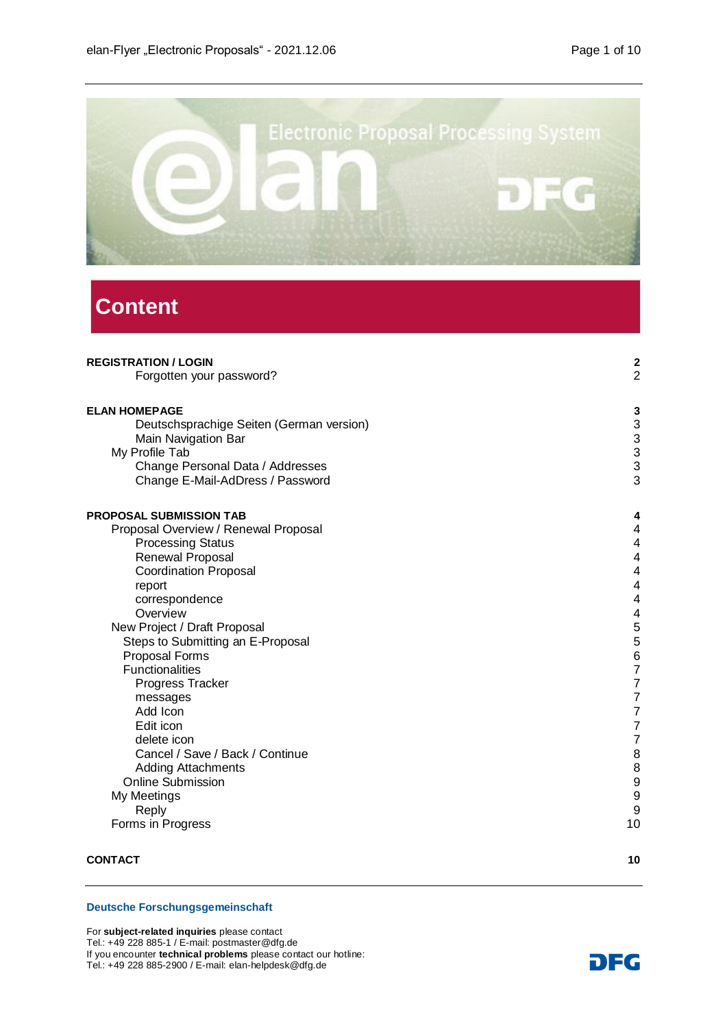# Content

| | |
|---|---|
| **REGISTRATION / LOGIN** | **2** |
| Forgotten your password? | 2 |
| **ELAN HOMEPAGE** | **3** |
| Deutschsprachige Seiten (German version) | 3 |
| Main Navigation Bar | 3 |
| My Profile Tab | 3 |
| Change Personal Data / Addresses | 3 |
| Change E-Mail-AdDress / Password | 3 |
| **PROPOSAL SUBMISSION TAB** | **4** |
| Proposal Overview / Renewal Proposal | 4 |
| Processing Status | 4 |
| Renewal Proposal | 4 |
| Coordination Proposal | 4 |
| report | 4 |
| correspondence | 4 |
| Overview | 4 |
| New Project / Draft Proposal | 5 |
| Steps to Submitting an E-Proposal | 5 |
| Proposal Forms | 6 |
| Functionalities | 7 |
| Progress Tracker | 7 |
| messages | 7 |
| Add Icon | 7 |
| Edit icon | 7 |
| delete icon | 7 |
| Cancel / Save / Back / Continue | 8 |
| Adding Attachments | 8 |
| Online Submission | 9 |
| My Meetings | 9 |
| Reply | 9 |
| Forms in Progress | 10 |
| **CONTACT** | **10** |

**Deutsche Forschungsgemeinschaft**

For **subject-related inquiries** please contact
Tel.: +49 228 885-1 / E-mail: postmaster@dfg.de
If you encounter **technical problems** please contact our hotline:
Tel.: +49 228 885-2900 / E-mail: elan-helpdesk@dfg.de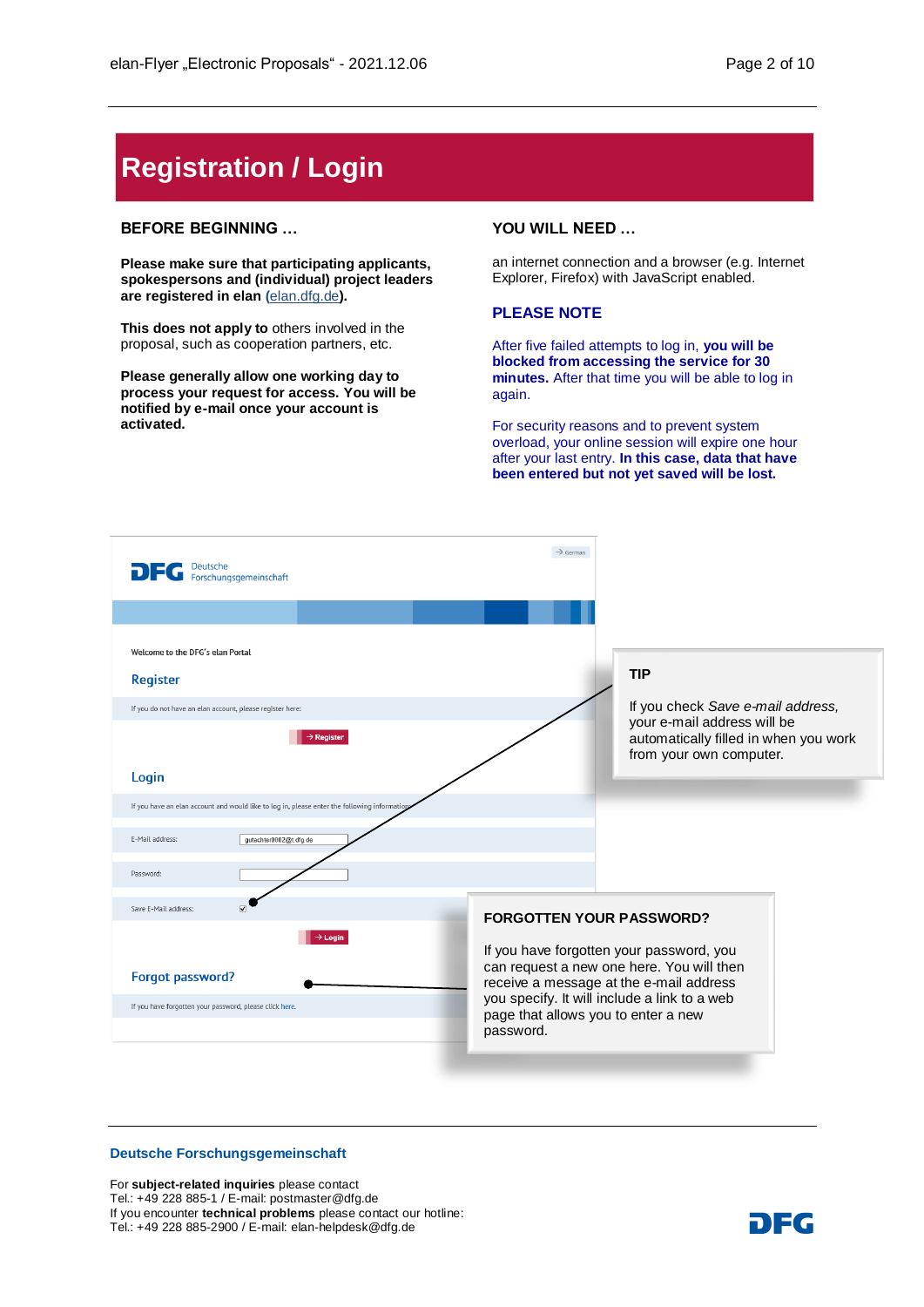# Registration / Login

**BEFORE BEGINNING …**

**Please make sure that participating applicants, spokespersons and (individual) project leaders are registered in elan (elan.dfg.de).**

**This does not apply to** others involved in the proposal, such as cooperation partners, etc.

**Please generally allow one working day to process your request for access. You will be notified by e-mail once your account is activated.**

**YOU WILL NEED …**

an internet connection and a browser (e.g. Internet Explorer, Firefox) with JavaScript enabled.

**PLEASE NOTE**

After five failed attempts to log in, **you will be blocked from accessing the service for 30 minutes.** After that time you will be able to log in again.

For security reasons and to prevent system overload, your online session will expire one hour after your last entry. **In this case, data that have been entered but not yet saved will be lost.**

DFG Deutsche Forschungsgemeinschaft

Welcome to the DFG's elan Portal

Register

If you do not have an elan account, please register here:

→ Register

Login

If you have an elan account and would like to log in, please enter the following information:

E-Mail address: gutachter0002@t dfg de

Password:

Save E-Mail address: ☑

→ Login

Forgot password?

If you have forgotten your password, please click here.

**TIP**

If you check *Save e-mail address,* your e-mail address will be automatically filled in when you work from your own computer.

**FORGOTTEN YOUR PASSWORD?**

If you have forgotten your password, you can request a new one here. You will then receive a message at the e-mail address you specify. It will include a link to a web page that allows you to enter a new password.

**Deutsche Forschungsgemeinschaft**

For **subject-related inquiries** please contact
Tel.: +49 228 885-1 / E-mail: postmaster@dfg.de
If you encounter **technical problems** please contact our hotline:
Tel.: +49 228 885-2900 / E-mail: elan-helpdesk@dfg.de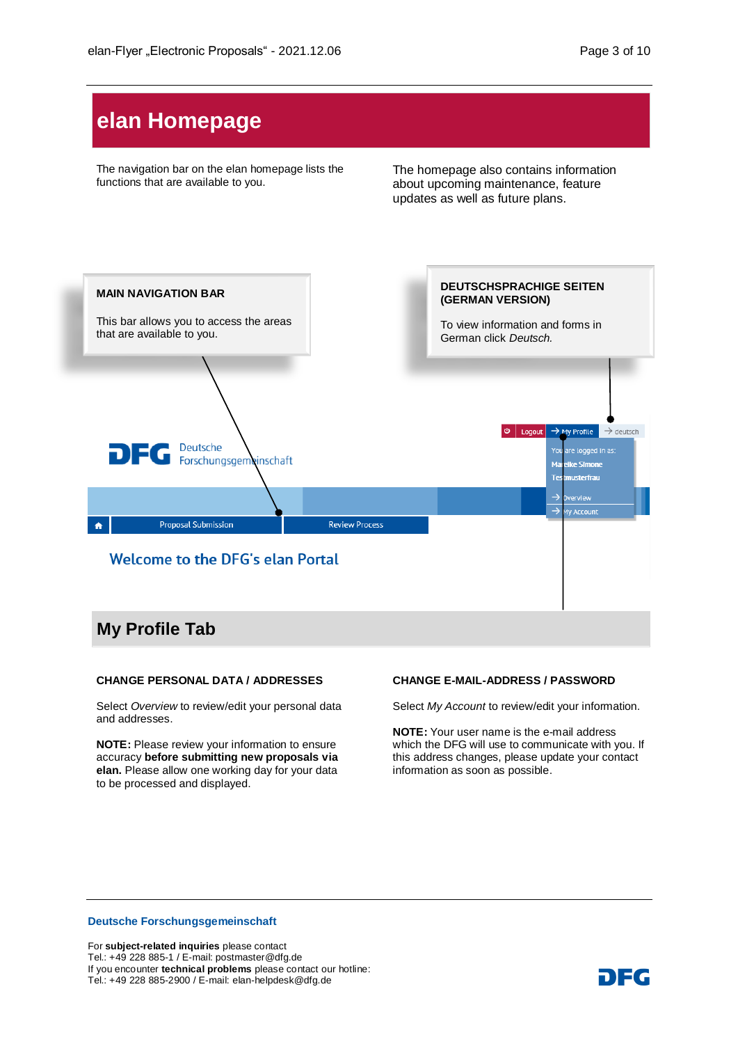# elan Homepage

The navigation bar on the elan homepage lists the functions that are available to you.

The homepage also contains information about upcoming maintenance, feature updates as well as future plans.

**MAIN NAVIGATION BAR**

This bar allows you to access the areas that are available to you.

**DEUTSCHSPRACHIGE SEITEN (GERMAN VERSION)**

To view information and forms in German click *Deutsch.*

## My Profile Tab

**CHANGE PERSONAL DATA / ADDRESSES**

Select *Overview* to review/edit your personal data and addresses.

**NOTE:** Please review your information to ensure accuracy **before submitting new proposals via elan.** Please allow one working day for your data to be processed and displayed.

**CHANGE E-MAIL-ADDRESS / PASSWORD**

Select *My Account* to review/edit your information.

**NOTE:** Your user name is the e-mail address which the DFG will use to communicate with you. If this address changes, please update your contact information as soon as possible.

**Deutsche Forschungsgemeinschaft**

For **subject-related inquiries** please contact
Tel.: +49 228 885-1 / E-mail: postmaster@dfg.de
If you encounter **technical problems** please contact our hotline:
Tel.: +49 228 885-2900 / E-mail: elan-helpdesk@dfg.de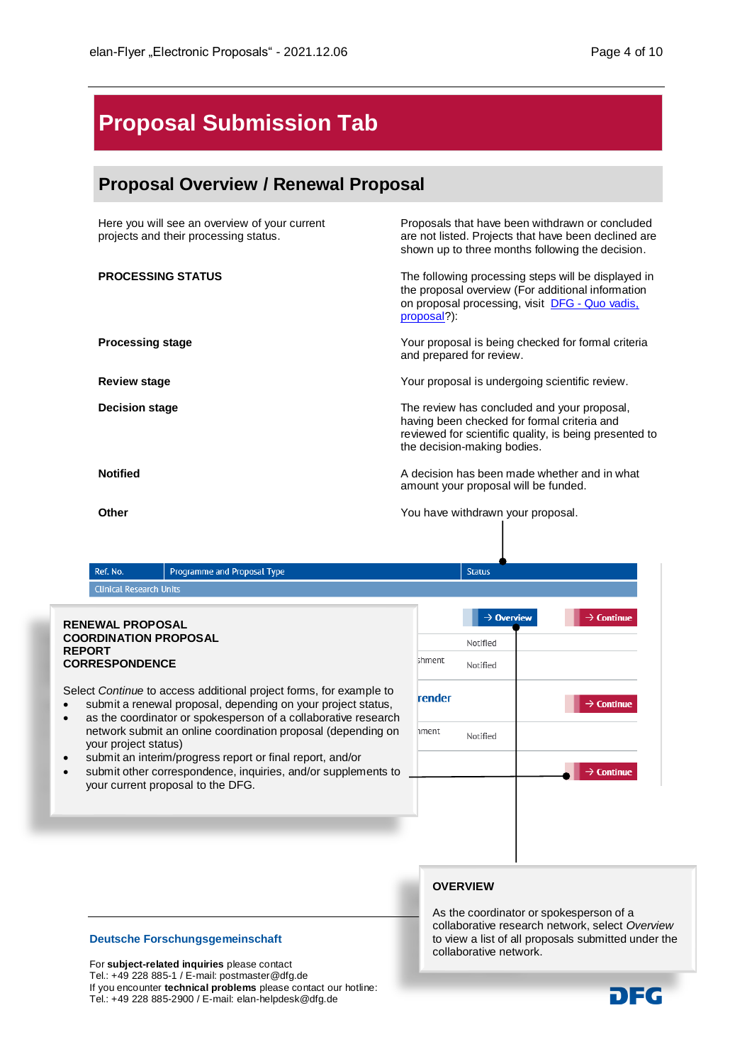# Proposal Submission Tab

## Proposal Overview / Renewal Proposal

Here you will see an overview of your current projects and their processing status.

Proposals that have been withdrawn or concluded are not listed. Projects that have been declined are shown up to three months following the decision.

**PROCESSING STATUS**

The following processing steps will be displayed in the proposal overview (For additional information on proposal processing, visit [DFG - Quo vadis, proposal]?):

| | |
|---|---|
| **Processing stage** | Your proposal is being checked for formal criteria and prepared for review. |
| **Review stage** | Your proposal is undergoing scientific review. |
| **Decision stage** | The review has concluded and your proposal, having been checked for formal criteria and reviewed for scientific quality, is being presented to the decision-making bodies. |
| **Notified** | A decision has been made whether and in what amount your proposal will be funded. |
| **Other** | You have withdrawn your proposal. |

| Ref. No. | Programme and Proposal Type | Status | | |
|---|---|---|---|---|
| Clinical Research Units | | | | |
| | | | → Overview | → Continue |
| | | Notified | | |
| | ...shment | Notified | | |
| | ...render | | | → Continue |
| | ...ment | Notified | | |
| | | | | → Continue |

**RENEWAL PROPOSAL**
**COORDINATION PROPOSAL**
**REPORT**
**CORRESPONDENCE**

Select *Continue* to access additional project forms, for example to

- submit a renewal proposal, depending on your project status,
- as the coordinator or spokesperson of a collaborative research network submit an online coordination proposal (depending on your project status)
- submit an interim/progress report or final report, and/or
- submit other correspondence, inquiries, and/or supplements to your current proposal to the DFG.

**OVERVIEW**

As the coordinator or spokesperson of a collaborative research network, select *Overview* to view a list of all proposals submitted under the collaborative network.

**Deutsche Forschungsgemeinschaft**

For **subject-related inquiries** please contact
Tel.: +49 228 885-1 / E-mail: postmaster@dfg.de
If you encounter **technical problems** please contact our hotline:
Tel.: +49 228 885-2900 / E-mail: elan-helpdesk@dfg.de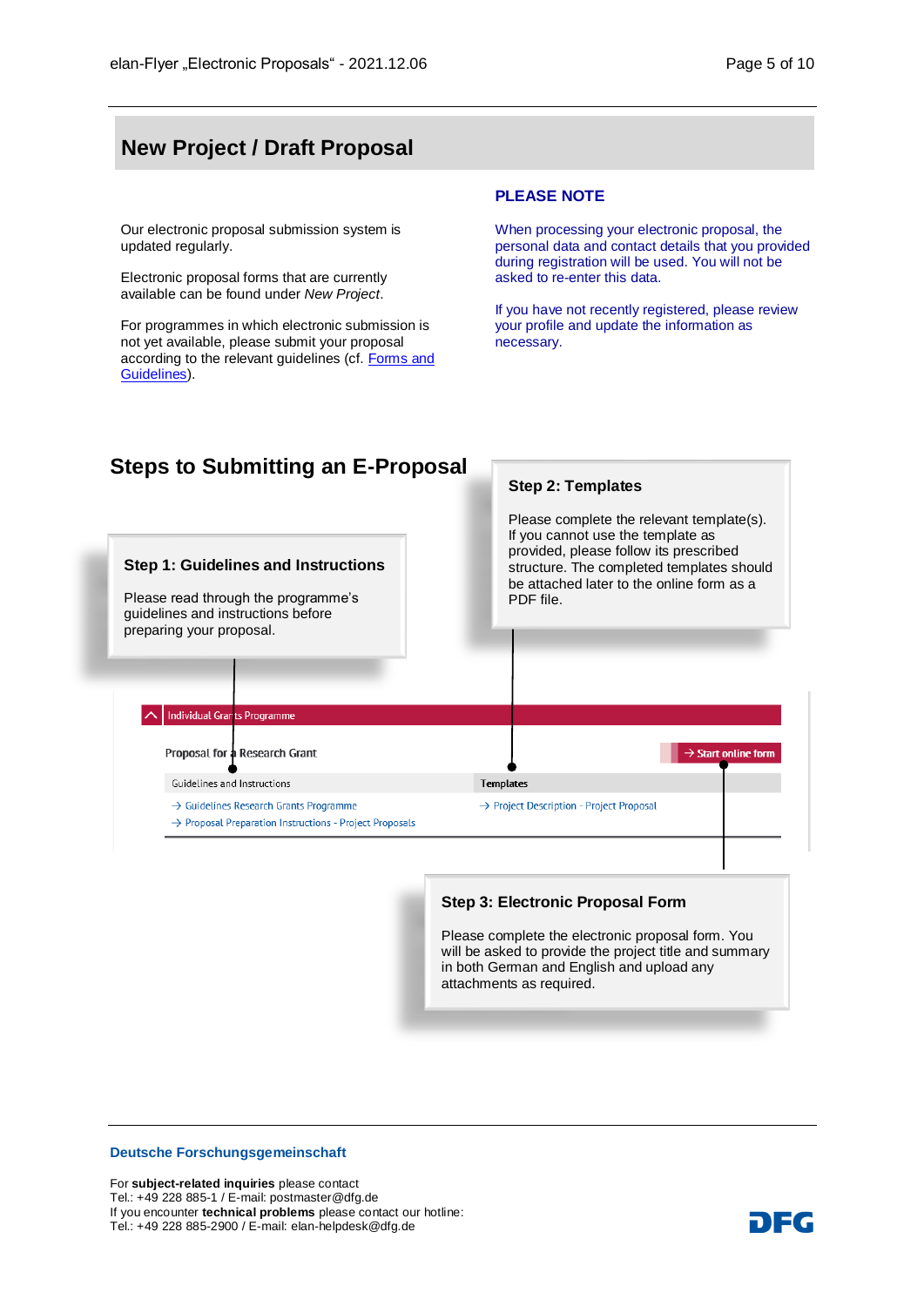## New Project / Draft Proposal

Our electronic proposal submission system is updated regularly.

Electronic proposal forms that are currently available can be found under *New Project*.

For programmes in which electronic submission is not yet available, please submit your proposal according to the relevant guidelines (cf. Forms and Guidelines).

**PLEASE NOTE**

When processing your electronic proposal, the personal data and contact details that you provided during registration will be used. You will not be asked to re-enter this data.

If you have not recently registered, please review your profile and update the information as necessary.

## Steps to Submitting an E-Proposal

### Step 1: Guidelines and Instructions

Please read through the programme's guidelines and instructions before preparing your proposal.

### Step 2: Templates

Please complete the relevant template(s). If you cannot use the template as provided, please follow its prescribed structure. The completed templates should be attached later to the online form as a PDF file.

Individual Grants Programme

Proposal for a Research Grant → Start online form

| Guidelines and Instructions | Templates |
|---|---|
| → Guidelines Research Grants Programme | → Project Description - Project Proposal |
| → Proposal Preparation Instructions - Project Proposals | |

### Step 3: Electronic Proposal Form

Please complete the electronic proposal form. You will be asked to provide the project title and summary in both German and English and upload any attachments as required.

**Deutsche Forschungsgemeinschaft**

For **subject-related inquiries** please contact
Tel.: +49 228 885-1 / E-mail: postmaster@dfg.de
If you encounter **technical problems** please contact our hotline:
Tel.: +49 228 885-2900 / E-mail: elan-helpdesk@dfg.de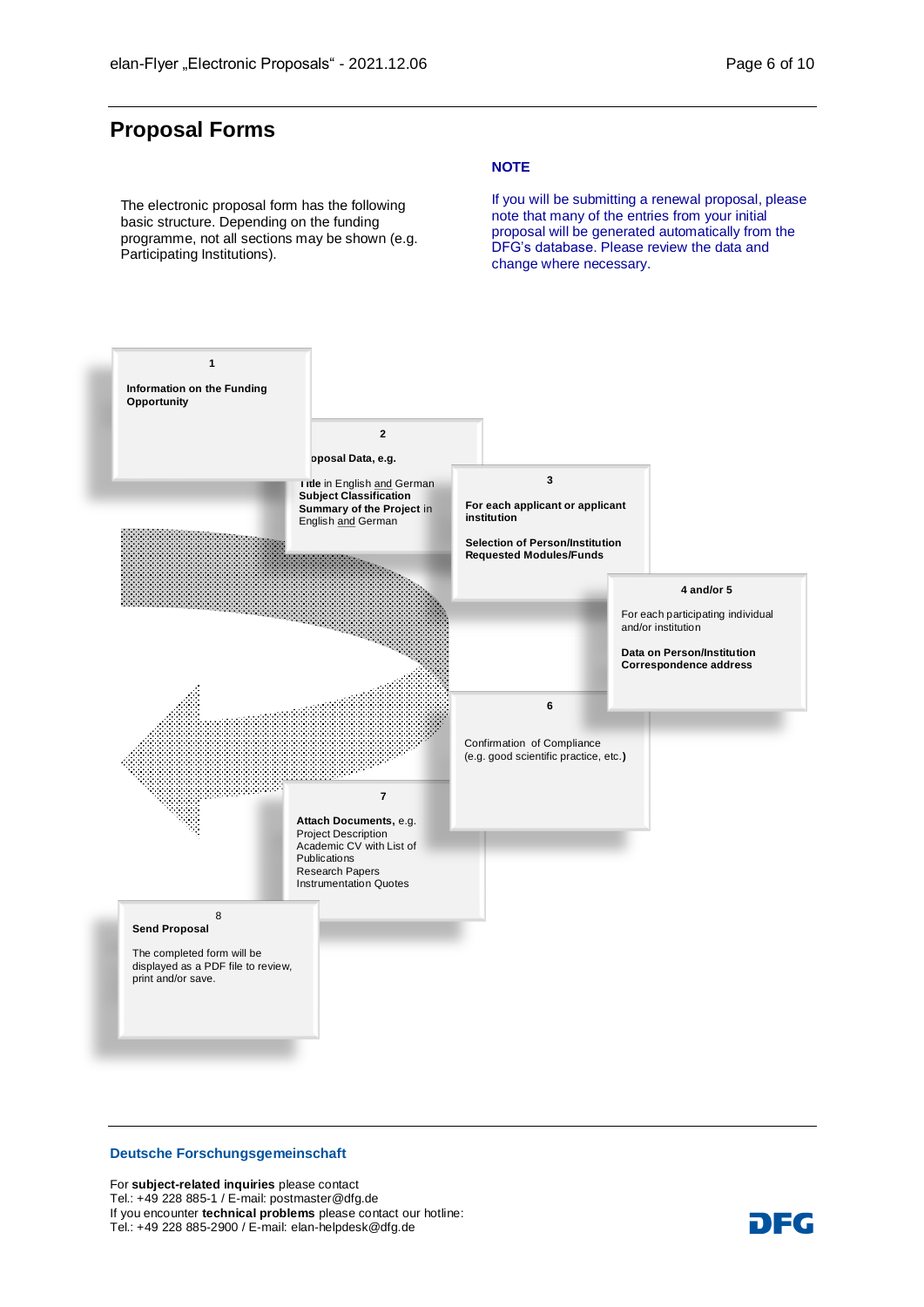# Proposal Forms

The electronic proposal form has the following basic structure. Depending on the funding programme, not all sections may be shown (e.g. Participating Institutions).

**NOTE**

If you will be submitting a renewal proposal, please note that many of the entries from your initial proposal will be generated automatically from the DFG's database. Please review the data and change where necessary.

**1**

**Information on the Funding Opportunity**

**2**

**Proposal Data, e.g.**

**Title** in English and German
**Subject Classification**
**Summary of the Project** in English and German

**3**

**For each applicant or applicant institution**

**Selection of Person/Institution**
**Requested Modules/Funds**

**4 and/or 5**

For each participating individual and/or institution

**Data on Person/Institution**
**Correspondence address**

**6**

Confirmation of Compliance
(e.g. good scientific practice, etc.)

**7**

**Attach Documents,** e.g.
Project Description
Academic CV with List of Publications
Research Papers
Instrumentation Quotes

8

**Send Proposal**

The completed form will be displayed as a PDF file to review, print and/or save.

**Deutsche Forschungsgemeinschaft**

For **subject-related inquiries** please contact
Tel.: +49 228 885-1 / E-mail: postmaster@dfg.de
If you encounter **technical problems** please contact our hotline:
Tel.: +49 228 885-2900 / E-mail: elan-helpdesk@dfg.de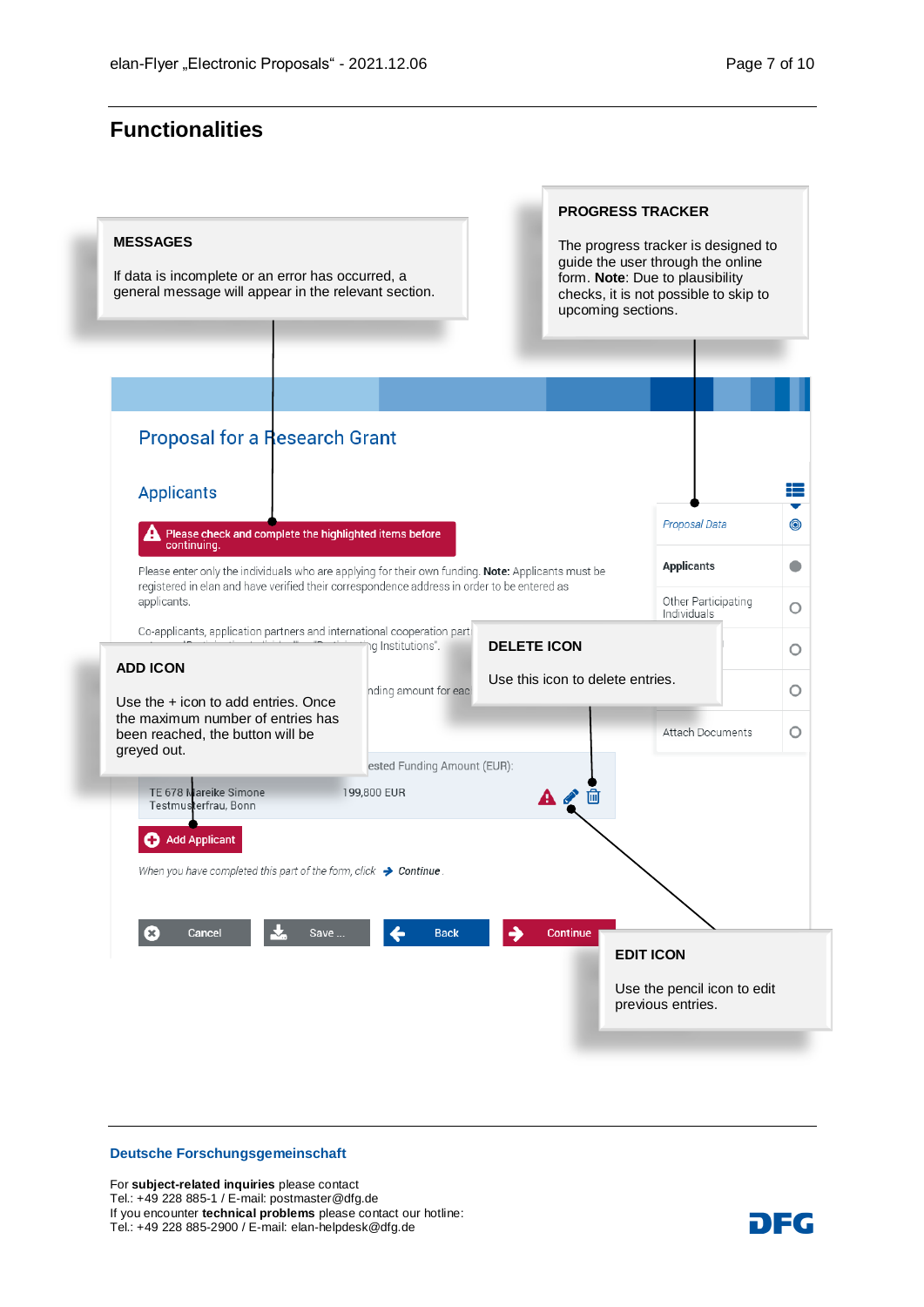# Functionalities

**MESSAGES**

If data is incomplete or an error has occurred, a general message will appear in the relevant section.

**PROGRESS TRACKER**

The progress tracker is designed to guide the user through the online form. **Note**: Due to plausibility checks, it is not possible to skip to upcoming sections.

Proposal for a Research Grant

Applicants

Please check and complete the highlighted items before continuing.

Please enter only the individuals who are applying for their own funding. **Note:** Applicants must be registered in elan and have verified their correspondence address in order to be entered as applicants.

Proposal Data

Applicants

Other Participating Individuals

Attach Documents

**DELETE ICON**

Use this icon to delete entries.

**ADD ICON**

Use the + icon to add entries. Once the maximum number of entries has been reached, the button will be greyed out.

TE 678 Mareike Simone Testmusterfrau, Bonn — 199,800 EUR

Add Applicant

*When you have completed this part of the form, click* ***Continue***.

Cancel | Save ... | Back | Continue

**EDIT ICON**

Use the pencil icon to edit previous entries.

**Deutsche Forschungsgemeinschaft**

For **subject-related inquiries** please contact
Tel.: +49 228 885-1 / E-mail: postmaster@dfg.de
If you encounter **technical problems** please contact our hotline:
Tel.: +49 228 885-2900 / E-mail: elan-helpdesk@dfg.de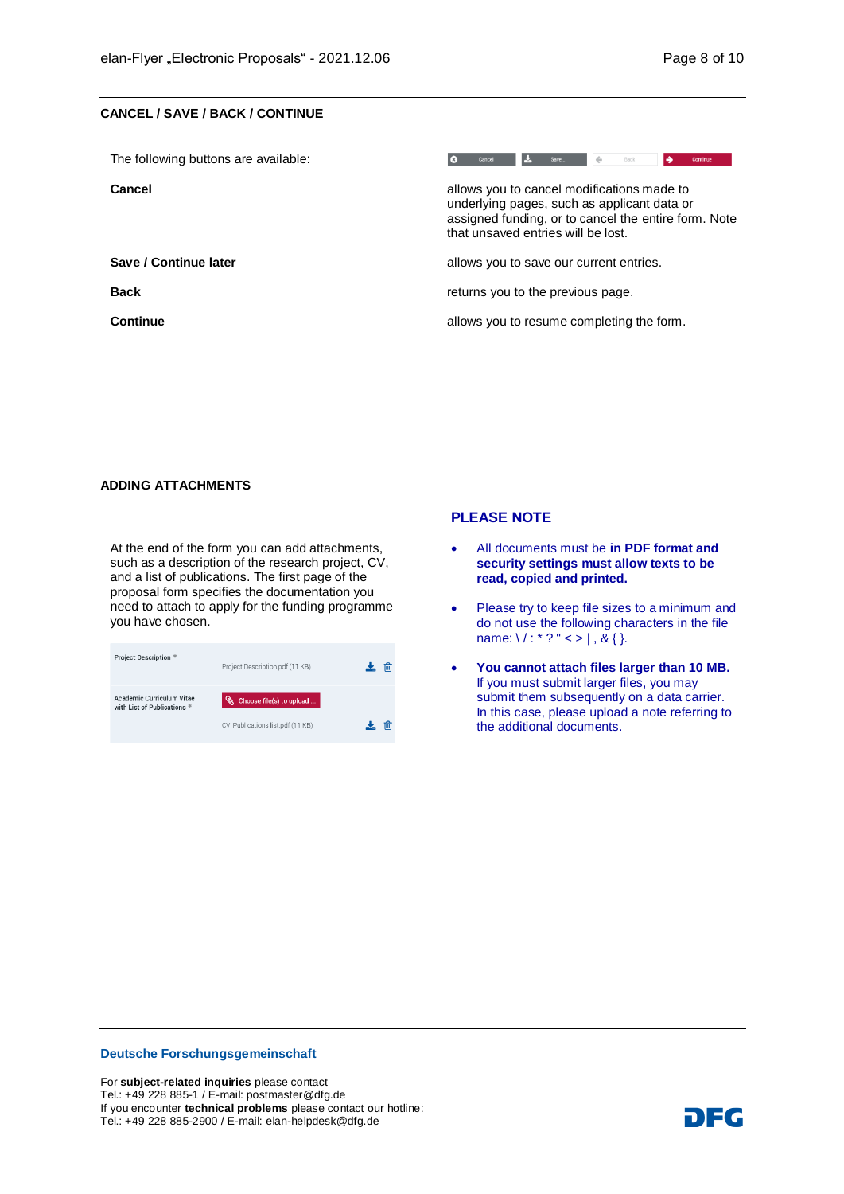## CANCEL / SAVE / BACK / CONTINUE

The following buttons are available:

| | |
|---|---|
| **Cancel** | allows you to cancel modifications made to underlying pages, such as applicant data or assigned funding, or to cancel the entire form. Note that unsaved entries will be lost. |
| **Save / Continue later** | allows you to save our current entries. |
| **Back** | returns you to the previous page. |
| **Continue** | allows you to resume completing the form. |

## ADDING ATTACHMENTS

At the end of the form you can add attachments, such as a description of the research project, CV, and a list of publications. The first page of the proposal form specifies the documentation you need to attach to apply for the funding programme you have chosen.

### PLEASE NOTE

- All documents must be **in PDF format and security settings must allow texts to be read, copied and printed.**
- Please try to keep file sizes to a minimum and do not use the following characters in the file name: \ / : * ? " < > | , & { }.
- **You cannot attach files larger than 10 MB.** If you must submit larger files, you may submit them subsequently on a data carrier. In this case, please upload a note referring to the additional documents.

**Deutsche Forschungsgemeinschaft**

For **subject-related inquiries** please contact
Tel.: +49 228 885-1 / E-mail: postmaster@dfg.de
If you encounter **technical problems** please contact our hotline:
Tel.: +49 228 885-2900 / E-mail: elan-helpdesk@dfg.de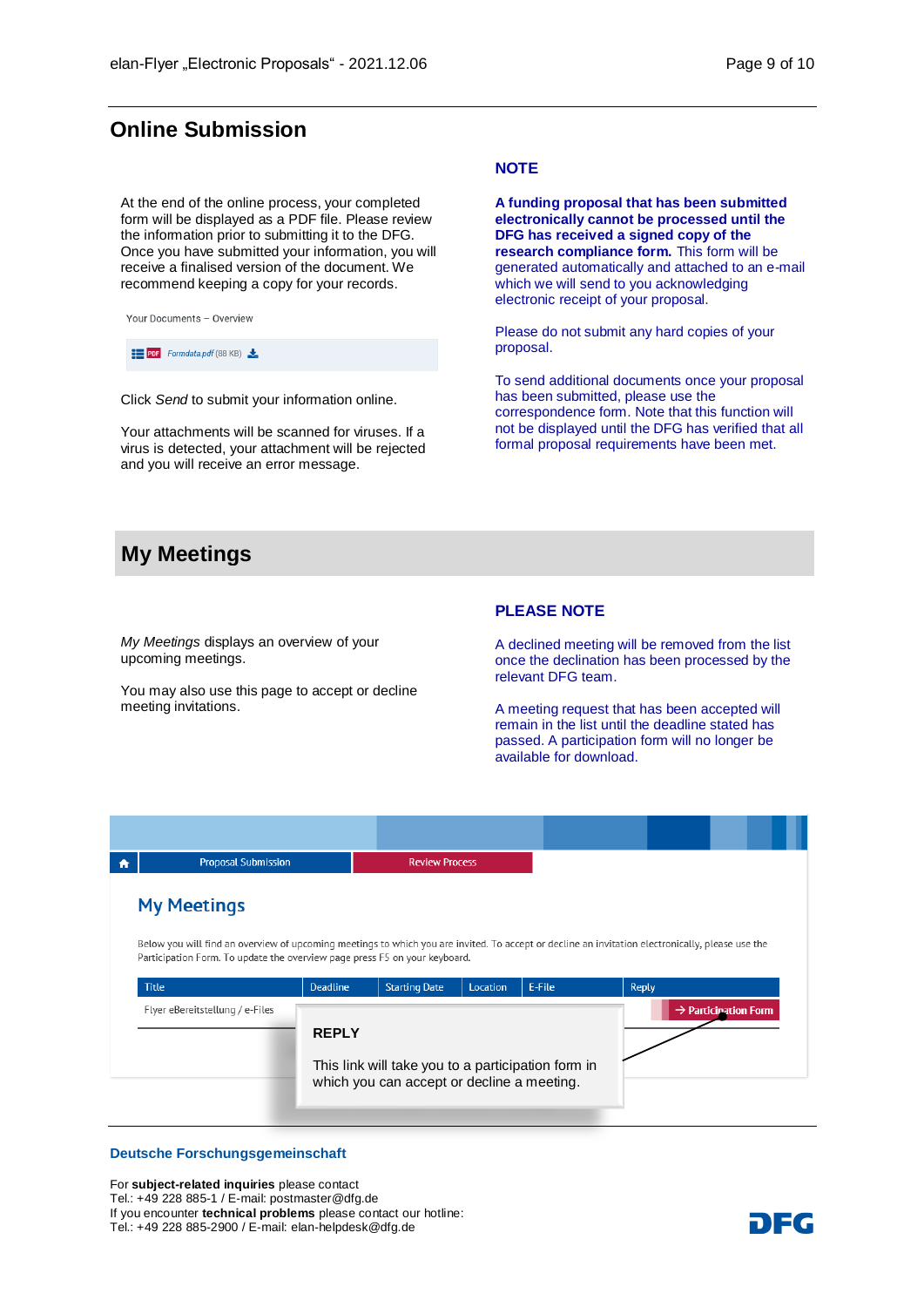## Online Submission

At the end of the online process, your completed form will be displayed as a PDF file. Please review the information prior to submitting it to the DFG. Once you have submitted your information, you will receive a finalised version of the document. We recommend keeping a copy for your records.

Your Documents – Overview

Formdata.pdf (88 KB)

Click *Send* to submit your information online.

Your attachments will be scanned for viruses. If a virus is detected, your attachment will be rejected and you will receive an error message.

**NOTE**

**A funding proposal that has been submitted electronically cannot be processed until the DFG has received a signed copy of the research compliance form.** This form will be generated automatically and attached to an e-mail which we will send to you acknowledging electronic receipt of your proposal.

Please do not submit any hard copies of your proposal.

To send additional documents once your proposal has been submitted, please use the correspondence form. Note that this function will not be displayed until the DFG has verified that all formal proposal requirements have been met.

## My Meetings

*My Meetings* displays an overview of your upcoming meetings.

You may also use this page to accept or decline meeting invitations.

**PLEASE NOTE**

A declined meeting will be removed from the list once the declination has been processed by the relevant DFG team.

A meeting request that has been accepted will remain in the list until the deadline stated has passed. A participation form will no longer be available for download.

Proposal Submission | Review Process

### My Meetings

Below you will find an overview of upcoming meetings to which you are invited. To accept or decline an invitation electronically, please use the Participation Form. To update the overview page press F5 on your keyboard.

| Title | Deadline | Starting Date | Location | E-File | Reply |
|---|---|---|---|---|---|
| Flyer eBereitstellung / e-Files | | | | | → Participation Form |

**REPLY**

This link will take you to a participation form in which you can accept or decline a meeting.

**Deutsche Forschungsgemeinschaft**

For **subject-related inquiries** please contact
Tel.: +49 228 885-1 / E-mail: postmaster@dfg.de
If you encounter **technical problems** please contact our hotline:
Tel.: +49 228 885-2900 / E-mail: elan-helpdesk@dfg.de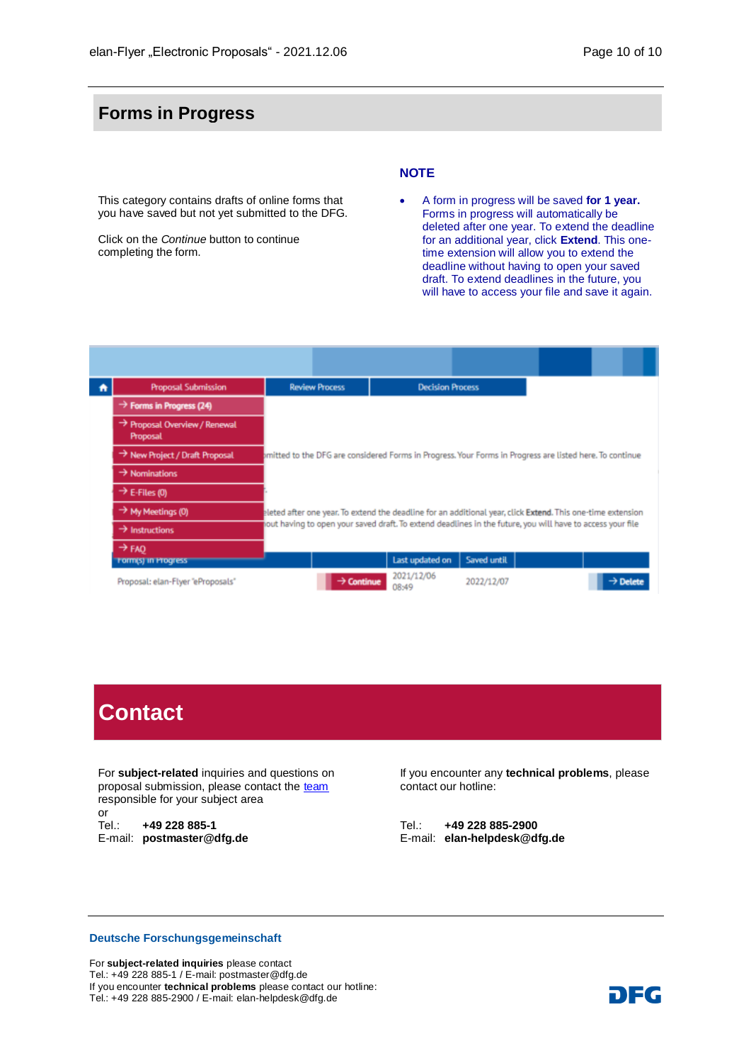## Forms in Progress

This category contains drafts of online forms that you have saved but not yet submitted to the DFG.

Click on the *Continue* button to continue completing the form.

**NOTE**

- A form in progress will be saved **for 1 year.** Forms in progress will automatically be deleted after one year. To extend the deadline for an additional year, click **Extend**. This one-time extension will allow you to extend the deadline without having to open your saved draft. To extend deadlines in the future, you will have to access your file and save it again.

## Contact

For **subject-related** inquiries and questions on proposal submission, please contact the team responsible for your subject area
or
Tel.: **+49 228 885-1**
E-mail: **postmaster@dfg.de**

If you encounter any **technical problems**, please contact our hotline:

Tel.: **+49 228 885-2900**
E-mail: **elan-helpdesk@dfg.de**